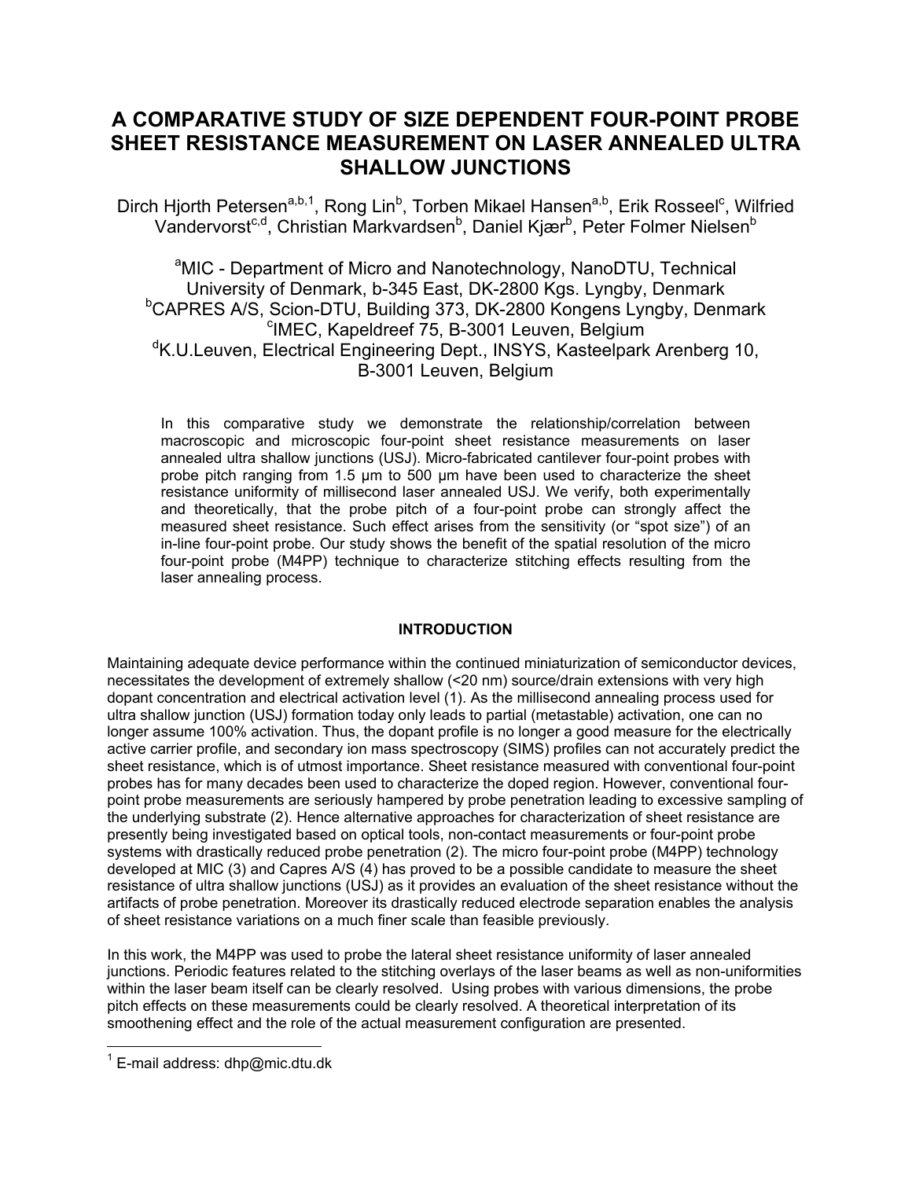# A COMPARATIVE STUDY OF SIZE DEPENDENT FOUR-POINT PROBE SHEET RESISTANCE MEASUREMENT ON LASER ANNEALED ULTRA SHALLOW JUNCTIONS

Dirch Hjorth Petersen[a,b,1], Rong Lin[b], Torben Mikael Hansen[a,b], Erik Rosseel[c], Wilfried Vandervorst[c,d], Christian Markvardsen[b], Daniel Kjær[b], Peter Folmer Nielsen[b]

[a]MIC - Department of Micro and Nanotechnology, NanoDTU, Technical University of Denmark, b-345 East, DK-2800 Kgs. Lyngby, Denmark
[b]CAPRES A/S, Scion-DTU, Building 373, DK-2800 Kongens Lyngby, Denmark
[c]IMEC, Kapeldreef 75, B-3001 Leuven, Belgium
[d]K.U.Leuven, Electrical Engineering Dept., INSYS, Kasteelpark Arenberg 10, B-3001 Leuven, Belgium

In this comparative study we demonstrate the relationship/correlation between macroscopic and microscopic four-point sheet resistance measurements on laser annealed ultra shallow junctions (USJ). Micro-fabricated cantilever four-point probes with probe pitch ranging from 1.5 µm to 500 µm have been used to characterize the sheet resistance uniformity of millisecond laser annealed USJ. We verify, both experimentally and theoretically, that the probe pitch of a four-point probe can strongly affect the measured sheet resistance. Such effect arises from the sensitivity (or "spot size") of an in-line four-point probe. Our study shows the benefit of the spatial resolution of the micro four-point probe (M4PP) technique to characterize stitching effects resulting from the laser annealing process.

## INTRODUCTION

Maintaining adequate device performance within the continued miniaturization of semiconductor devices, necessitates the development of extremely shallow (<20 nm) source/drain extensions with very high dopant concentration and electrical activation level (1). As the millisecond annealing process used for ultra shallow junction (USJ) formation today only leads to partial (metastable) activation, one can no longer assume 100% activation. Thus, the dopant profile is no longer a good measure for the electrically active carrier profile, and secondary ion mass spectroscopy (SIMS) profiles can not accurately predict the sheet resistance, which is of utmost importance. Sheet resistance measured with conventional four-point probes has for many decades been used to characterize the doped region. However, conventional four-point probe measurements are seriously hampered by probe penetration leading to excessive sampling of the underlying substrate (2). Hence alternative approaches for characterization of sheet resistance are presently being investigated based on optical tools, non-contact measurements or four-point probe systems with drastically reduced probe penetration (2). The micro four-point probe (M4PP) technology developed at MIC (3) and Capres A/S (4) has proved to be a possible candidate to measure the sheet resistance of ultra shallow junctions (USJ) as it provides an evaluation of the sheet resistance without the artifacts of probe penetration. Moreover its drastically reduced electrode separation enables the analysis of sheet resistance variations on a much finer scale than feasible previously.

In this work, the M4PP was used to probe the lateral sheet resistance uniformity of laser annealed junctions. Periodic features related to the stitching overlays of the laser beams as well as non-uniformities within the laser beam itself can be clearly resolved. Using probes with various dimensions, the probe pitch effects on these measurements could be clearly resolved. A theoretical interpretation of its smoothening effect and the role of the actual measurement configuration are presented.

[1] E-mail address: dhp@mic.dtu.dk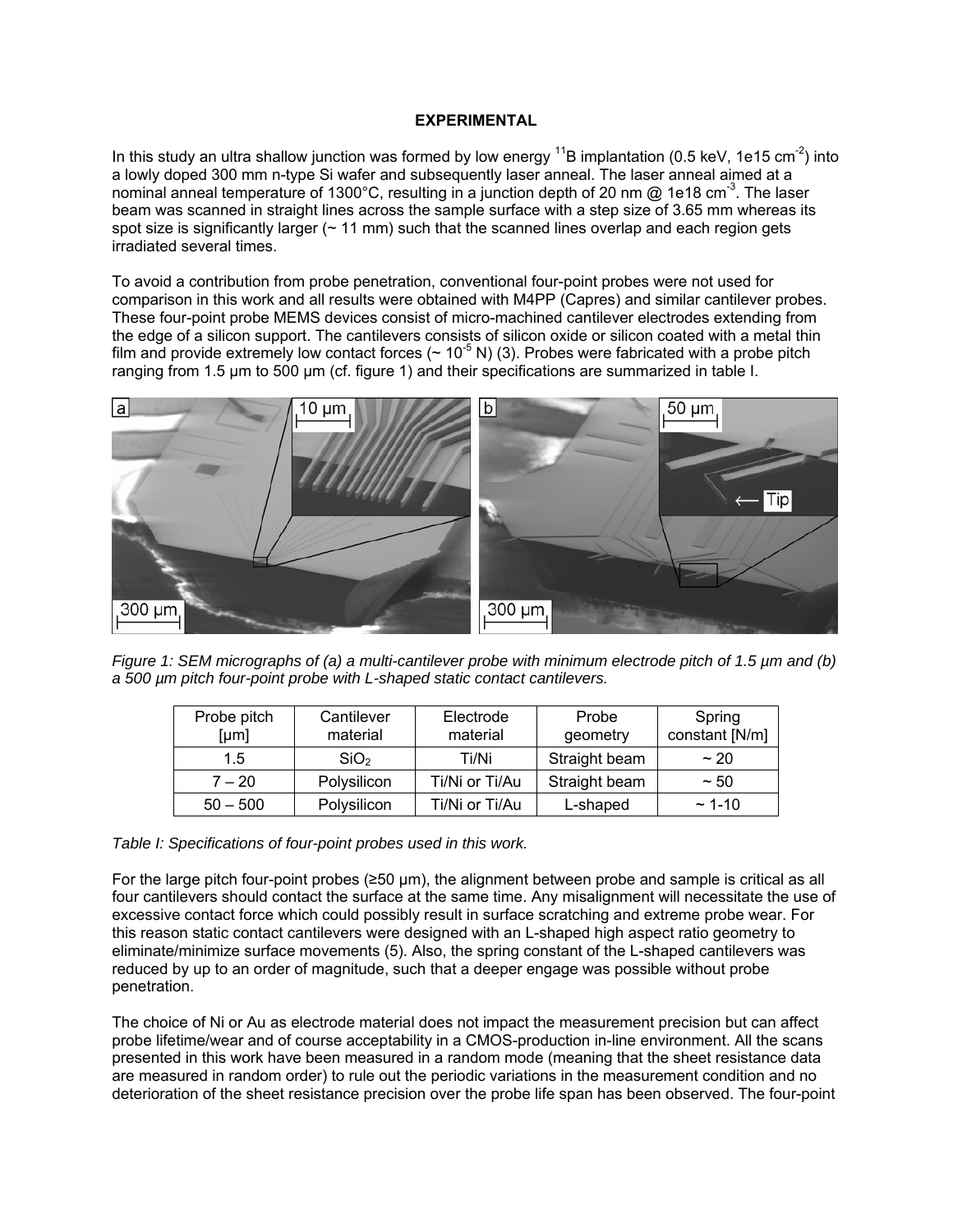**EXPERIMENTAL**

In this study an ultra shallow junction was formed by low energy $^{11}$B implantation (0.5 keV, 1e15 cm$^{-2}$) into a lowly doped 300 mm n-type Si wafer and subsequently laser anneal. The laser anneal aimed at a nominal anneal temperature of 1300°C, resulting in a junction depth of 20 nm @ 1e18 cm$^{-3}$. The laser beam was scanned in straight lines across the sample surface with a step size of 3.65 mm whereas its spot size is significantly larger (~ 11 mm) such that the scanned lines overlap and each region gets irradiated several times.

To avoid a contribution from probe penetration, conventional four-point probes were not used for comparison in this work and all results were obtained with M4PP (Capres) and similar cantilever probes. These four-point probe MEMS devices consist of micro-machined cantilever electrodes extending from the edge of a silicon support. The cantilevers consists of silicon oxide or silicon coated with a metal thin film and provide extremely low contact forces (~ $10^{-5}$ N) (3). Probes were fabricated with a probe pitch ranging from 1.5 µm to 500 µm (cf. figure 1) and their specifications are summarized in table I.

*Figure 1: SEM micrographs of (a) a multi-cantilever probe with minimum electrode pitch of 1.5 µm and (b) a 500 µm pitch four-point probe with L-shaped static contact cantilevers.*

| Probe pitch [µm] | Cantilever material | Electrode material | Probe geometry | Spring constant [N/m] |
|---|---|---|---|---|
| 1.5 | $SiO_2$ | Ti/Ni | Straight beam | ~ 20 |
| 7 – 20 | Polysilicon | Ti/Ni or Ti/Au | Straight beam | ~ 50 |
| 50 – 500 | Polysilicon | Ti/Ni or Ti/Au | L-shaped | ~ 1-10 |

*Table I: Specifications of four-point probes used in this work.*

For the large pitch four-point probes (≥50 µm), the alignment between probe and sample is critical as all four cantilevers should contact the surface at the same time. Any misalignment will necessitate the use of excessive contact force which could possibly result in surface scratching and extreme probe wear. For this reason static contact cantilevers were designed with an L-shaped high aspect ratio geometry to eliminate/minimize surface movements (5). Also, the spring constant of the L-shaped cantilevers was reduced by up to an order of magnitude, such that a deeper engage was possible without probe penetration.

The choice of Ni or Au as electrode material does not impact the measurement precision but can affect probe lifetime/wear and of course acceptability in a CMOS-production in-line environment. All the scans presented in this work have been measured in a random mode (meaning that the sheet resistance data are measured in random order) to rule out the periodic variations in the measurement condition and no deterioration of the sheet resistance precision over the probe life span has been observed. The four-point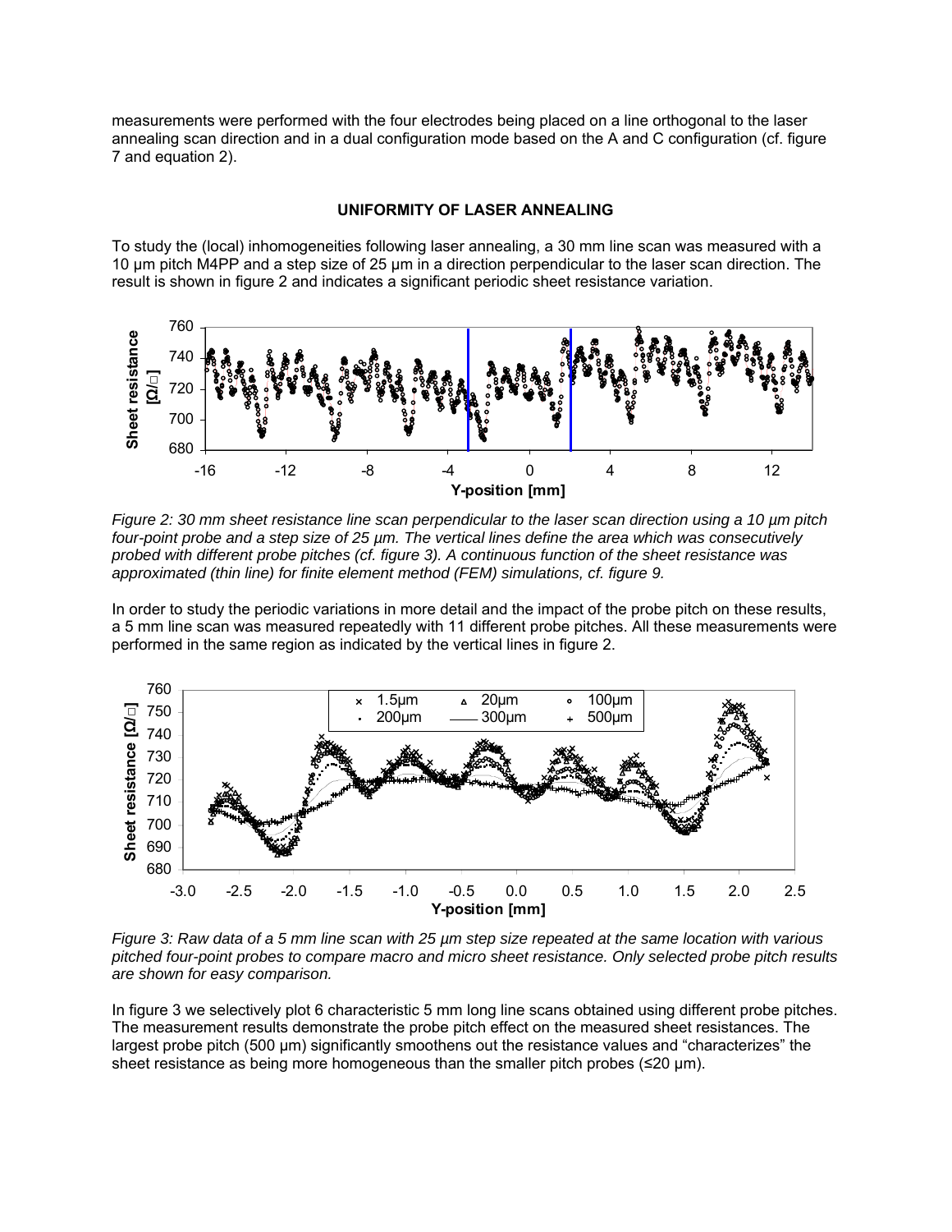measurements were performed with the four electrodes being placed on a line orthogonal to the laser annealing scan direction and in a dual configuration mode based on the A and C configuration (cf. figure 7 and equation 2).

## UNIFORMITY OF LASER ANNEALING

To study the (local) inhomogeneities following laser annealing, a 30 mm line scan was measured with a 10 µm pitch M4PP and a step size of 25 µm in a direction perpendicular to the laser scan direction. The result is shown in figure 2 and indicates a significant periodic sheet resistance variation.

*Figure 2: 30 mm sheet resistance line scan perpendicular to the laser scan direction using a 10 µm pitch four-point probe and a step size of 25 µm. The vertical lines define the area which was consecutively probed with different probe pitches (cf. figure 3). A continuous function of the sheet resistance was approximated (thin line) for finite element method (FEM) simulations, cf. figure 9.*

In order to study the periodic variations in more detail and the impact of the probe pitch on these results, a 5 mm line scan was measured repeatedly with 11 different probe pitches. All these measurements were performed in the same region as indicated by the vertical lines in figure 2.

*Figure 3: Raw data of a 5 mm line scan with 25 µm step size repeated at the same location with various pitched four-point probes to compare macro and micro sheet resistance. Only selected probe pitch results are shown for easy comparison.*

In figure 3 we selectively plot 6 characteristic 5 mm long line scans obtained using different probe pitches. The measurement results demonstrate the probe pitch effect on the measured sheet resistances. The largest probe pitch (500 µm) significantly smoothens out the resistance values and "characterizes" the sheet resistance as being more homogeneous than the smaller pitch probes (≤20 µm).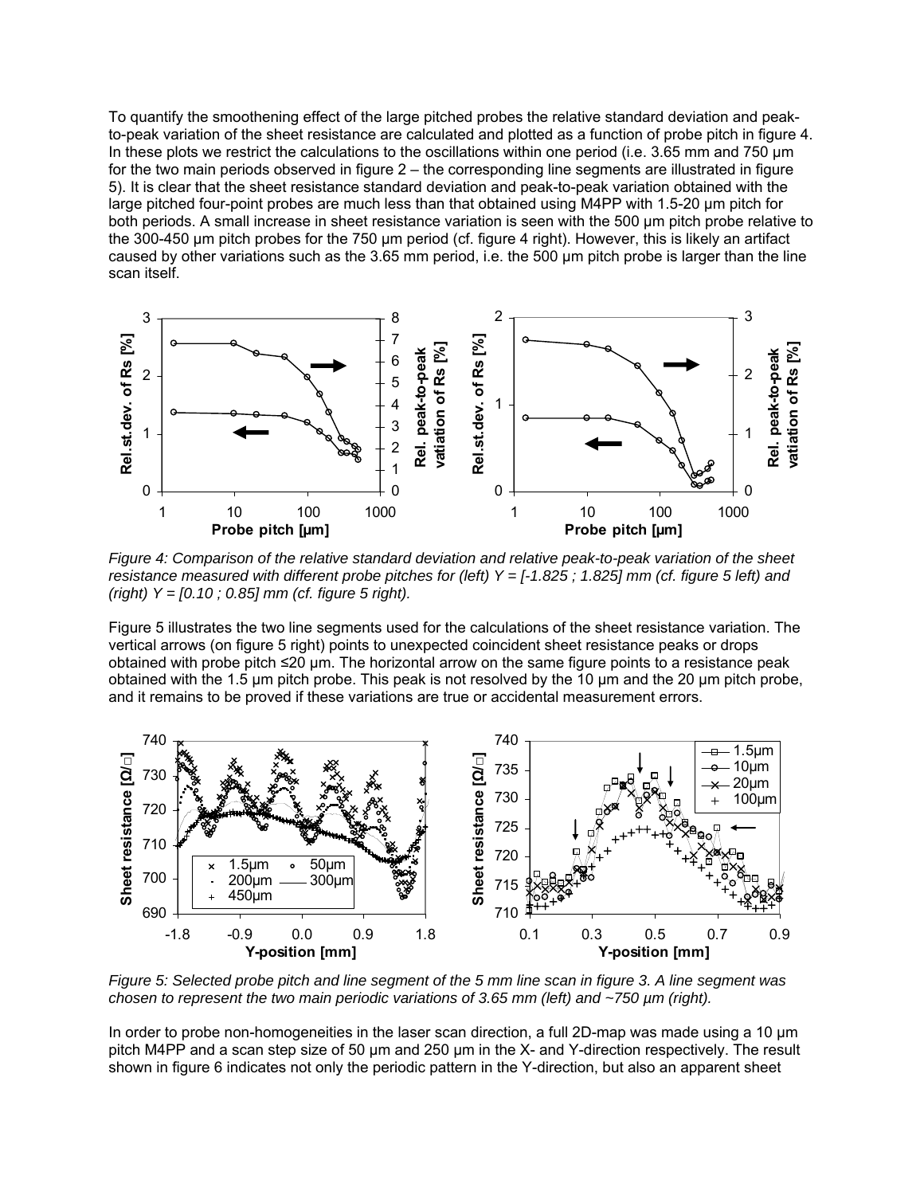To quantify the smoothening effect of the large pitched probes the relative standard deviation and peak-to-peak variation of the sheet resistance are calculated and plotted as a function of probe pitch in figure 4. In these plots we restrict the calculations to the oscillations within one period (i.e. 3.65 mm and 750 µm for the two main periods observed in figure 2 – the corresponding line segments are illustrated in figure 5). It is clear that the sheet resistance standard deviation and peak-to-peak variation obtained with the large pitched four-point probes are much less than that obtained using M4PP with 1.5-20 µm pitch for both periods. A small increase in sheet resistance variation is seen with the 500 µm pitch probe relative to the 300-450 µm pitch probes for the 750 µm period (cf. figure 4 right). However, this is likely an artifact caused by other variations such as the 3.65 mm period, i.e. the 500 µm pitch probe is larger than the line scan itself.

*Figure 4: Comparison of the relative standard deviation and relative peak-to-peak variation of the sheet resistance measured with different probe pitches for (left) Y = [-1.825 ; 1.825] mm (cf. figure 5 left) and (right) Y = [0.10 ; 0.85] mm (cf. figure 5 right).*

Figure 5 illustrates the two line segments used for the calculations of the sheet resistance variation. The vertical arrows (on figure 5 right) points to unexpected coincident sheet resistance peaks or drops obtained with probe pitch ≤20 µm. The horizontal arrow on the same figure points to a resistance peak obtained with the 1.5 µm pitch probe. This peak is not resolved by the 10 µm and the 20 µm pitch probe, and it remains to be proved if these variations are true or accidental measurement errors.

*Figure 5: Selected probe pitch and line segment of the 5 mm line scan in figure 3. A line segment was chosen to represent the two main periodic variations of 3.65 mm (left) and ~750 µm (right).*

In order to probe non-homogeneities in the laser scan direction, a full 2D-map was made using a 10 µm pitch M4PP and a scan step size of 50 µm and 250 µm in the X- and Y-direction respectively. The result shown in figure 6 indicates not only the periodic pattern in the Y-direction, but also an apparent sheet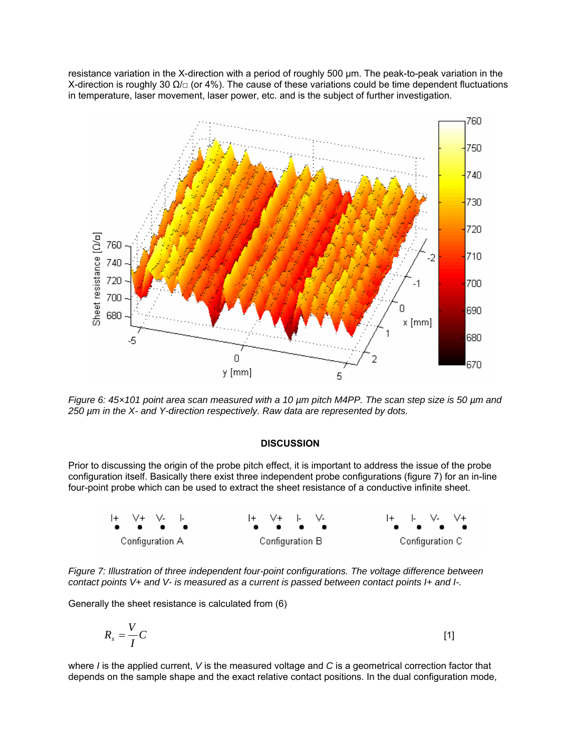resistance variation in the X-direction with a period of roughly 500 µm. The peak-to-peak variation in the X-direction is roughly 30 Ω/□ (or 4%). The cause of these variations could be time dependent fluctuations in temperature, laser movement, laser power, etc. and is the subject of further investigation.

*Figure 6: 45×101 point area scan measured with a 10 µm pitch M4PP. The scan step size is 50 µm and 250 µm in the X- and Y-direction respectively. Raw data are represented by dots.*

## DISCUSSION

Prior to discussing the origin of the probe pitch effect, it is important to address the issue of the probe configuration itself. Basically there exist three independent probe configurations (figure 7) for an in-line four-point probe which can be used to extract the sheet resistance of a conductive infinite sheet.

*Figure 7: Illustration of three independent four-point configurations. The voltage difference between contact points V+ and V- is measured as a current is passed between contact points I+ and I-.*

Generally the sheet resistance is calculated from (6)

$$R_s = \frac{V}{I} C \qquad [1]$$

where $I$ is the applied current, $V$ is the measured voltage and $C$ is a geometrical correction factor that depends on the sample shape and the exact relative contact positions. In the dual configuration mode,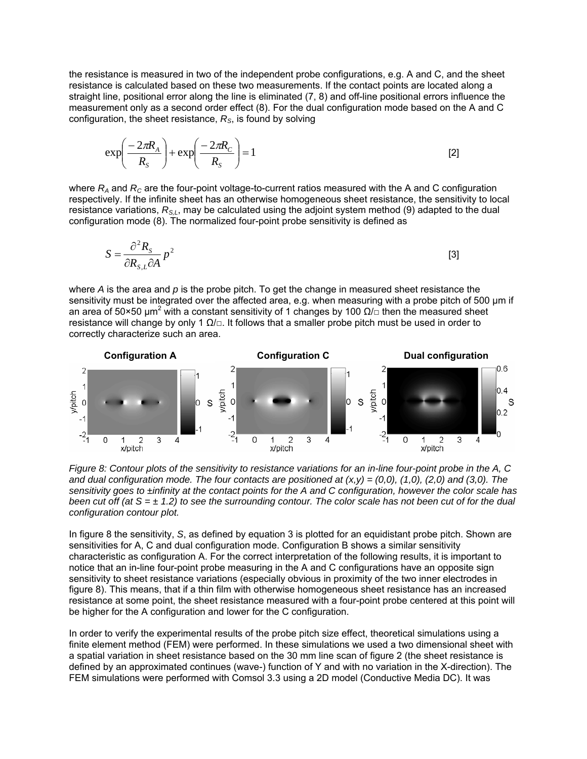the resistance is measured in two of the independent probe configurations, e.g. A and C, and the sheet resistance is calculated based on these two measurements. If the contact points are located along a straight line, positional error along the line is eliminated (7, 8) and off-line positional errors influence the measurement only as a second order effect (8). For the dual configuration mode based on the A and C configuration, the sheet resistance, $R_S$, is found by solving

$$\exp\left(\frac{-2\pi R_A}{R_S}\right) + \exp\left(\frac{-2\pi R_C}{R_S}\right) = 1 \qquad [2]$$

where $R_A$ and $R_C$ are the four-point voltage-to-current ratios measured with the A and C configuration respectively. If the infinite sheet has an otherwise homogeneous sheet resistance, the sensitivity to local resistance variations, $R_{S,L}$, may be calculated using the adjoint system method (9) adapted to the dual configuration mode (8). The normalized four-point probe sensitivity is defined as

$$S = \frac{\partial^2 R_S}{\partial R_{S,L} \partial A} p^2 \qquad [3]$$

where $A$ is the area and $p$ is the probe pitch. To get the change in measured sheet resistance the sensitivity must be integrated over the affected area, e.g. when measuring with a probe pitch of 500 µm if an area of 50×50 µm$^2$ with a constant sensitivity of 1 changes by 100 Ω/□ then the measured sheet resistance will change by only 1 Ω/□. It follows that a smaller probe pitch must be used in order to correctly characterize such an area.

*Figure 8: Contour plots of the sensitivity to resistance variations for an in-line four-point probe in the A, C and dual configuration mode. The four contacts are positioned at (x,y) = (0,0), (1,0), (2,0) and (3,0). The sensitivity goes to ±infinity at the contact points for the A and C configuration, however the color scale has been cut off (at S = ± 1.2) to see the surrounding contour. The color scale has not been cut of for the dual configuration contour plot.*

In figure 8 the sensitivity, $S$, as defined by equation 3 is plotted for an equidistant probe pitch. Shown are sensitivities for A, C and dual configuration mode. Configuration B shows a similar sensitivity characteristic as configuration A. For the correct interpretation of the following results, it is important to notice that an in-line four-point probe measuring in the A and C configurations have an opposite sign sensitivity to sheet resistance variations (especially obvious in proximity of the two inner electrodes in figure 8). This means, that if a thin film with otherwise homogeneous sheet resistance has an increased resistance at some point, the sheet resistance measured with a four-point probe centered at this point will be higher for the A configuration and lower for the C configuration.

In order to verify the experimental results of the probe pitch size effect, theoretical simulations using a finite element method (FEM) were performed. In these simulations we used a two dimensional sheet with a spatial variation in sheet resistance based on the 30 mm line scan of figure 2 (the sheet resistance is defined by an approximated continues (wave-) function of Y and with no variation in the X-direction). The FEM simulations were performed with Comsol 3.3 using a 2D model (Conductive Media DC). It was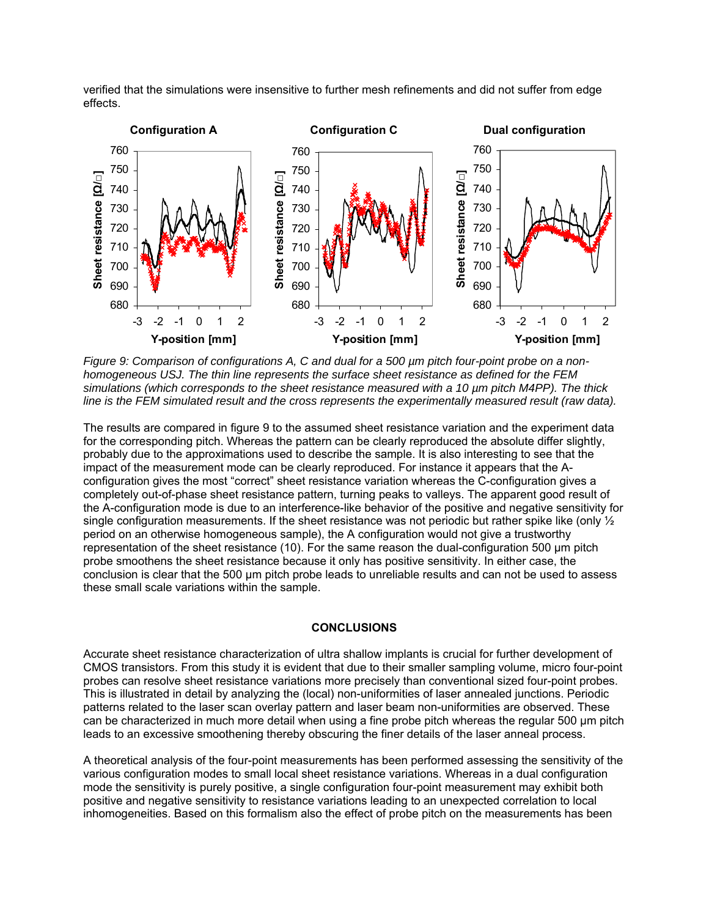verified that the simulations were insensitive to further mesh refinements and did not suffer from edge effects.

*Figure 9: Comparison of configurations A, C and dual for a 500 µm pitch four-point probe on a non-homogeneous USJ. The thin line represents the surface sheet resistance as defined for the FEM simulations (which corresponds to the sheet resistance measured with a 10 µm pitch M4PP). The thick line is the FEM simulated result and the cross represents the experimentally measured result (raw data).*

The results are compared in figure 9 to the assumed sheet resistance variation and the experiment data for the corresponding pitch. Whereas the pattern can be clearly reproduced the absolute differ slightly, probably due to the approximations used to describe the sample. It is also interesting to see that the impact of the measurement mode can be clearly reproduced. For instance it appears that the A-configuration gives the most "correct" sheet resistance variation whereas the C-configuration gives a completely out-of-phase sheet resistance pattern, turning peaks to valleys. The apparent good result of the A-configuration mode is due to an interference-like behavior of the positive and negative sensitivity for single configuration measurements. If the sheet resistance was not periodic but rather spike like (only ½ period on an otherwise homogeneous sample), the A configuration would not give a trustworthy representation of the sheet resistance (10). For the same reason the dual-configuration 500 µm pitch probe smoothens the sheet resistance because it only has positive sensitivity. In either case, the conclusion is clear that the 500 µm pitch probe leads to unreliable results and can not be used to assess these small scale variations within the sample.

## CONCLUSIONS

Accurate sheet resistance characterization of ultra shallow implants is crucial for further development of CMOS transistors. From this study it is evident that due to their smaller sampling volume, micro four-point probes can resolve sheet resistance variations more precisely than conventional sized four-point probes. This is illustrated in detail by analyzing the (local) non-uniformities of laser annealed junctions. Periodic patterns related to the laser scan overlay pattern and laser beam non-uniformities are observed. These can be characterized in much more detail when using a fine probe pitch whereas the regular 500 µm pitch leads to an excessive smoothening thereby obscuring the finer details of the laser anneal process.

A theoretical analysis of the four-point measurements has been performed assessing the sensitivity of the various configuration modes to small local sheet resistance variations. Whereas in a dual configuration mode the sensitivity is purely positive, a single configuration four-point measurement may exhibit both positive and negative sensitivity to resistance variations leading to an unexpected correlation to local inhomogeneities. Based on this formalism also the effect of probe pitch on the measurements has been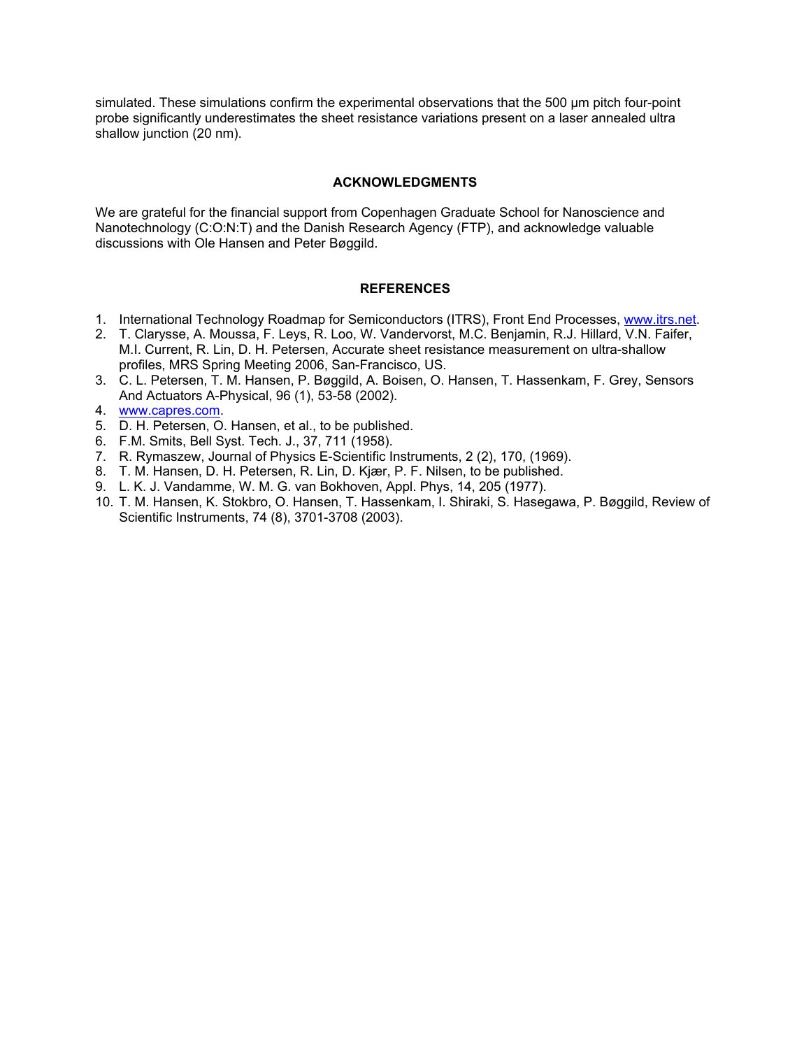simulated. These simulations confirm the experimental observations that the 500 µm pitch four-point probe significantly underestimates the sheet resistance variations present on a laser annealed ultra shallow junction (20 nm).

## ACKNOWLEDGMENTS

We are grateful for the financial support from Copenhagen Graduate School for Nanoscience and Nanotechnology (C:O:N:T) and the Danish Research Agency (FTP), and acknowledge valuable discussions with Ole Hansen and Peter Bøggild.

## REFERENCES

1. International Technology Roadmap for Semiconductors (ITRS), Front End Processes, www.itrs.net.
2. T. Clarysse, A. Moussa, F. Leys, R. Loo, W. Vandervorst, M.C. Benjamin, R.J. Hillard, V.N. Faifer, M.I. Current, R. Lin, D. H. Petersen, Accurate sheet resistance measurement on ultra-shallow profiles, MRS Spring Meeting 2006, San-Francisco, US.
3. C. L. Petersen, T. M. Hansen, P. Bøggild, A. Boisen, O. Hansen, T. Hassenkam, F. Grey, Sensors And Actuators A-Physical, 96 (1), 53-58 (2002).
4. www.capres.com.
5. D. H. Petersen, O. Hansen, et al., to be published.
6. F.M. Smits, Bell Syst. Tech. J., 37, 711 (1958).
7. R. Rymaszew, Journal of Physics E-Scientific Instruments, 2 (2), 170, (1969).
8. T. M. Hansen, D. H. Petersen, R. Lin, D. Kjær, P. F. Nilsen, to be published.
9. L. K. J. Vandamme, W. M. G. van Bokhoven, Appl. Phys, 14, 205 (1977).
10. T. M. Hansen, K. Stokbro, O. Hansen, T. Hassenkam, I. Shiraki, S. Hasegawa, P. Bøggild, Review of Scientific Instruments, 74 (8), 3701-3708 (2003).